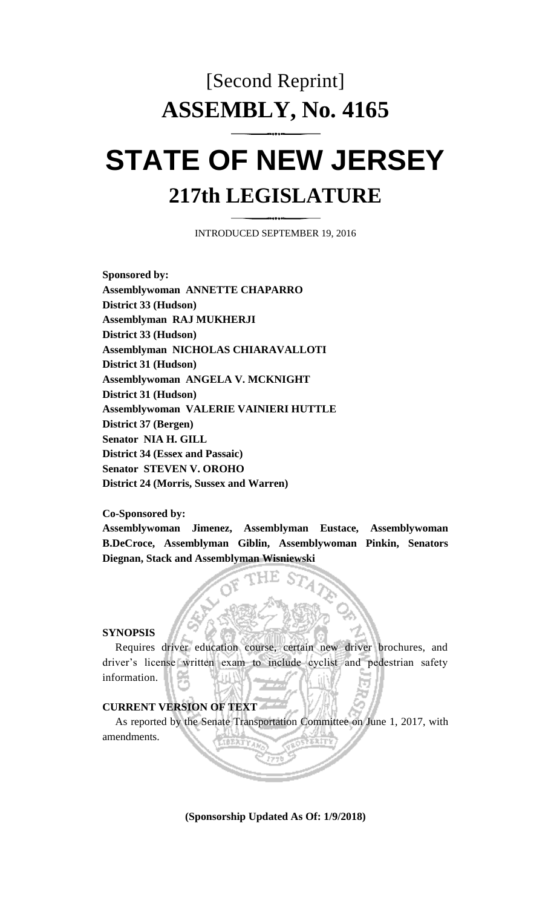# [Second Reprint]

# ASSEMBLY, No. 4165

# STATE OF NEW JERSEY

## 217th LEGISLATURE

INTRODUCED SEPTEMBER 19, 2016

**Sponsored by:**
**Assemblywoman ANNETTE CHAPARRO**
**District 33 (Hudson)**
**Assemblyman RAJ MUKHERJI**
**District 33 (Hudson)**
**Assemblyman NICHOLAS CHIARAVALLOTI**
**District 31 (Hudson)**
**Assemblywoman ANGELA V. MCKNIGHT**
**District 31 (Hudson)**
**Assemblywoman VALERIE VAINIERI HUTTLE**
**District 37 (Bergen)**
**Senator NIA H. GILL**
**District 34 (Essex and Passaic)**
**Senator STEVEN V. OROHO**
**District 24 (Morris, Sussex and Warren)**

**Co-Sponsored by:**
**Assemblywoman Jimenez, Assemblyman Eustace, Assemblywoman B.DeCroce, Assemblyman Giblin, Assemblywoman Pinkin, Senators Diegnan, Stack and Assemblyman Wisniewski**

**SYNOPSIS**

Requires driver education course, certain new driver brochures, and driver's license written exam to include cyclist and pedestrian safety information.

**CURRENT VERSION OF TEXT**

As reported by the Senate Transportation Committee on June 1, 2017, with amendments.

**(Sponsorship Updated As Of: 1/9/2018)**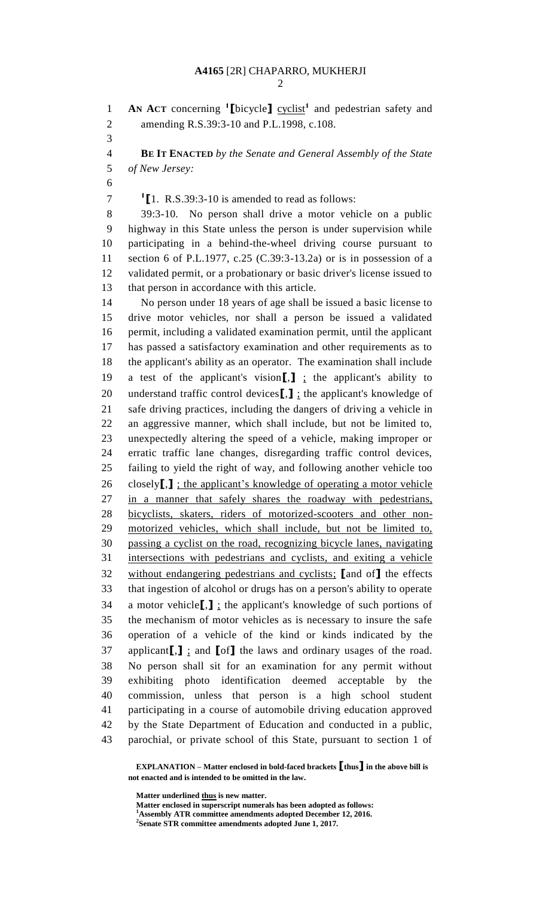**AN ACT** concerning [1]⟦bicycle⟧ cyclist[1] and pedestrian safety and amending R.S.39:3-10 and P.L.1998, c.108.

**BE IT ENACTED** *by the Senate and General Assembly of the State of New Jersey:*

[1]⟦1. R.S.39:3-10 is amended to read as follows:

39:3-10. No person shall drive a motor vehicle on a public highway in this State unless the person is under supervision while participating in a behind-the-wheel driving course pursuant to section 6 of P.L.1977, c.25 (C.39:3-13.2a) or is in possession of a validated permit, or a probationary or basic driver's license issued to that person in accordance with this article.

No person under 18 years of age shall be issued a basic license to drive motor vehicles, nor shall a person be issued a validated permit, including a validated examination permit, until the applicant has passed a satisfactory examination and other requirements as to the applicant's ability as an operator. The examination shall include a test of the applicant's vision⟦,⟧ ; the applicant's ability to understand traffic control devices⟦,⟧ ; the applicant's knowledge of safe driving practices, including the dangers of driving a vehicle in an aggressive manner, which shall include, but not be limited to, unexpectedly altering the speed of a vehicle, making improper or erratic traffic lane changes, disregarding traffic control devices, failing to yield the right of way, and following another vehicle too closely⟦,⟧ ; the applicant's knowledge of operating a motor vehicle in a manner that safely shares the roadway with pedestrians, bicyclists, skaters, riders of motorized-scooters and other non-motorized vehicles, which shall include, but not be limited to, passing a cyclist on the road, recognizing bicycle lanes, navigating intersections with pedestrians and cyclists, and exiting a vehicle without endangering pedestrians and cyclists; ⟦and of⟧ the effects that ingestion of alcohol or drugs has on a person's ability to operate a motor vehicle⟦,⟧ ; the applicant's knowledge of such portions of the mechanism of motor vehicles as is necessary to insure the safe operation of a vehicle of the kind or kinds indicated by the applicant⟦,⟧ ; and ⟦of⟧ the laws and ordinary usages of the road. No person shall sit for an examination for any permit without exhibiting photo identification deemed acceptable by the commission, unless that person is a high school student participating in a course of automobile driving education approved by the State Department of Education and conducted in a public, parochial, or private school of this State, pursuant to section 1 of

**EXPLANATION – Matter enclosed in bold-faced brackets ⟦thus⟧ in the above bill is not enacted and is intended to be omitted in the law.**

**Matter underlined thus is new matter.**
**Matter enclosed in superscript numerals has been adopted as follows:**
[1]**Assembly ATR committee amendments adopted December 12, 2016.**
[2]**Senate STR committee amendments adopted June 1, 2017.**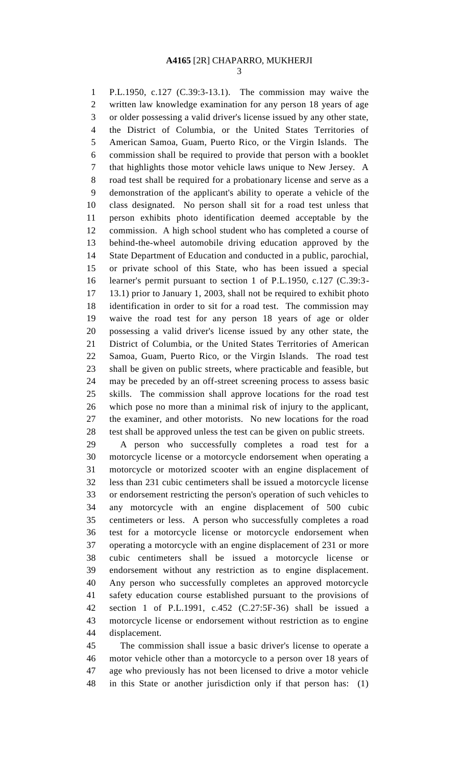P.L.1950, c.127 (C.39:3-13.1). The commission may waive the written law knowledge examination for any person 18 years of age or older possessing a valid driver's license issued by any other state, the District of Columbia, or the United States Territories of American Samoa, Guam, Puerto Rico, or the Virgin Islands. The commission shall be required to provide that person with a booklet that highlights those motor vehicle laws unique to New Jersey. A road test shall be required for a probationary license and serve as a demonstration of the applicant's ability to operate a vehicle of the class designated. No person shall sit for a road test unless that person exhibits photo identification deemed acceptable by the commission. A high school student who has completed a course of behind-the-wheel automobile driving education approved by the State Department of Education and conducted in a public, parochial, or private school of this State, who has been issued a special learner's permit pursuant to section 1 of P.L.1950, c.127 (C.39:3-13.1) prior to January 1, 2003, shall not be required to exhibit photo identification in order to sit for a road test. The commission may waive the road test for any person 18 years of age or older possessing a valid driver's license issued by any other state, the District of Columbia, or the United States Territories of American Samoa, Guam, Puerto Rico, or the Virgin Islands. The road test shall be given on public streets, where practicable and feasible, but may be preceded by an off-street screening process to assess basic skills. The commission shall approve locations for the road test which pose no more than a minimal risk of injury to the applicant, the examiner, and other motorists. No new locations for the road test shall be approved unless the test can be given on public streets.

A person who successfully completes a road test for a motorcycle license or a motorcycle endorsement when operating a motorcycle or motorized scooter with an engine displacement of less than 231 cubic centimeters shall be issued a motorcycle license or endorsement restricting the person's operation of such vehicles to any motorcycle with an engine displacement of 500 cubic centimeters or less. A person who successfully completes a road test for a motorcycle license or motorcycle endorsement when operating a motorcycle with an engine displacement of 231 or more cubic centimeters shall be issued a motorcycle license or endorsement without any restriction as to engine displacement. Any person who successfully completes an approved motorcycle safety education course established pursuant to the provisions of section 1 of P.L.1991, c.452 (C.27:5F-36) shall be issued a motorcycle license or endorsement without restriction as to engine displacement.

The commission shall issue a basic driver's license to operate a motor vehicle other than a motorcycle to a person over 18 years of age who previously has not been licensed to drive a motor vehicle in this State or another jurisdiction only if that person has: (1)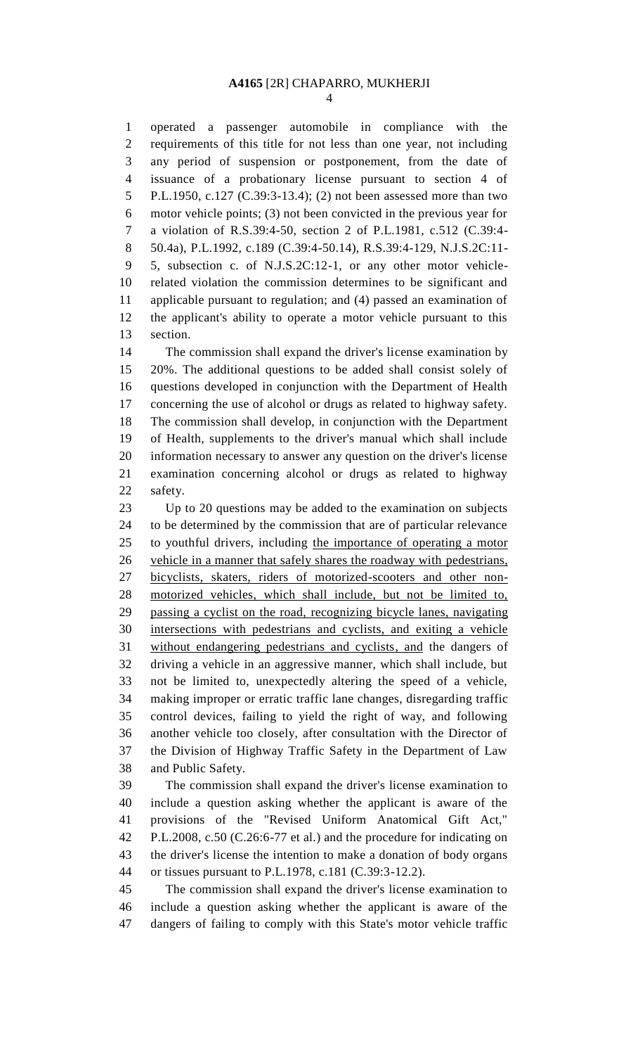operated a passenger automobile in compliance with the requirements of this title for not less than one year, not including any period of suspension or postponement, from the date of issuance of a probationary license pursuant to section 4 of P.L.1950, c.127 (C.39:3-13.4); (2) not been assessed more than two motor vehicle points; (3) not been convicted in the previous year for a violation of R.S.39:4-50, section 2 of P.L.1981, c.512 (C.39:4-50.4a), P.L.1992, c.189 (C.39:4-50.14), R.S.39:4-129, N.J.S.2C:11-5, subsection c. of N.J.S.2C:12-1, or any other motor vehicle-related violation the commission determines to be significant and applicable pursuant to regulation; and (4) passed an examination of the applicant's ability to operate a motor vehicle pursuant to this section.

The commission shall expand the driver's license examination by 20%. The additional questions to be added shall consist solely of questions developed in conjunction with the Department of Health concerning the use of alcohol or drugs as related to highway safety. The commission shall develop, in conjunction with the Department of Health, supplements to the driver's manual which shall include information necessary to answer any question on the driver's license examination concerning alcohol or drugs as related to highway safety.

Up to 20 questions may be added to the examination on subjects to be determined by the commission that are of particular relevance to youthful drivers, including <u>the importance of operating a motor vehicle in a manner that safely shares the roadway with pedestrians, bicyclists, skaters, riders of motorized-scooters and other non-motorized vehicles, which shall include, but not be limited to, passing a cyclist on the road, recognizing bicycle lanes, navigating intersections with pedestrians and cyclists, and exiting a vehicle without endangering pedestrians and cyclists, and</u> the dangers of driving a vehicle in an aggressive manner, which shall include, but not be limited to, unexpectedly altering the speed of a vehicle, making improper or erratic traffic lane changes, disregarding traffic control devices, failing to yield the right of way, and following another vehicle too closely, after consultation with the Director of the Division of Highway Traffic Safety in the Department of Law and Public Safety.

The commission shall expand the driver's license examination to include a question asking whether the applicant is aware of the provisions of the "Revised Uniform Anatomical Gift Act," P.L.2008, c.50 (C.26:6-77 et al.) and the procedure for indicating on the driver's license the intention to make a donation of body organs or tissues pursuant to P.L.1978, c.181 (C.39:3-12.2).

The commission shall expand the driver's license examination to include a question asking whether the applicant is aware of the dangers of failing to comply with this State's motor vehicle traffic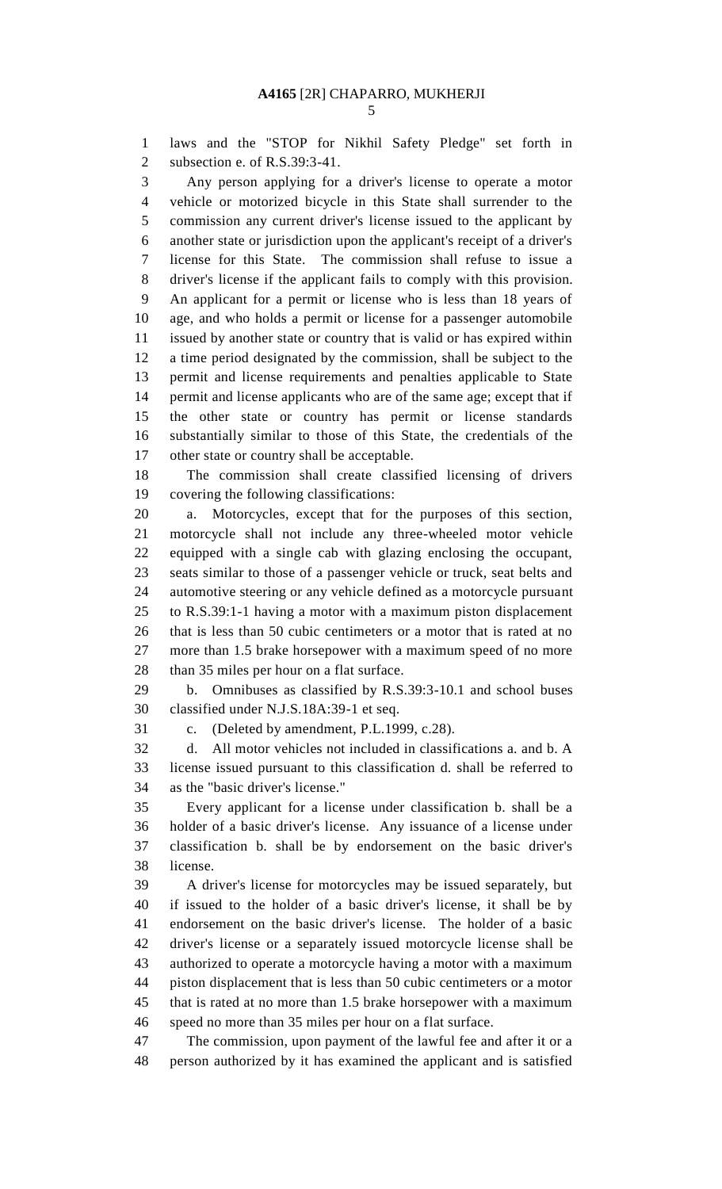laws and the "STOP for Nikhil Safety Pledge" set forth in subsection e. of R.S.39:3-41.

Any person applying for a driver's license to operate a motor vehicle or motorized bicycle in this State shall surrender to the commission any current driver's license issued to the applicant by another state or jurisdiction upon the applicant's receipt of a driver's license for this State. The commission shall refuse to issue a driver's license if the applicant fails to comply with this provision. An applicant for a permit or license who is less than 18 years of age, and who holds a permit or license for a passenger automobile issued by another state or country that is valid or has expired within a time period designated by the commission, shall be subject to the permit and license requirements and penalties applicable to State permit and license applicants who are of the same age; except that if the other state or country has permit or license standards substantially similar to those of this State, the credentials of the other state or country shall be acceptable.

The commission shall create classified licensing of drivers covering the following classifications:

a. Motorcycles, except that for the purposes of this section, motorcycle shall not include any three-wheeled motor vehicle equipped with a single cab with glazing enclosing the occupant, seats similar to those of a passenger vehicle or truck, seat belts and automotive steering or any vehicle defined as a motorcycle pursuant to R.S.39:1-1 having a motor with a maximum piston displacement that is less than 50 cubic centimeters or a motor that is rated at no more than 1.5 brake horsepower with a maximum speed of no more than 35 miles per hour on a flat surface.

b. Omnibuses as classified by R.S.39:3-10.1 and school buses classified under N.J.S.18A:39-1 et seq.

c. (Deleted by amendment, P.L.1999, c.28).

d. All motor vehicles not included in classifications a. and b. A license issued pursuant to this classification d. shall be referred to as the "basic driver's license."

Every applicant for a license under classification b. shall be a holder of a basic driver's license. Any issuance of a license under classification b. shall be by endorsement on the basic driver's license.

A driver's license for motorcycles may be issued separately, but if issued to the holder of a basic driver's license, it shall be by endorsement on the basic driver's license. The holder of a basic driver's license or a separately issued motorcycle license shall be authorized to operate a motorcycle having a motor with a maximum piston displacement that is less than 50 cubic centimeters or a motor that is rated at no more than 1.5 brake horsepower with a maximum speed no more than 35 miles per hour on a flat surface.

The commission, upon payment of the lawful fee and after it or a person authorized by it has examined the applicant and is satisfied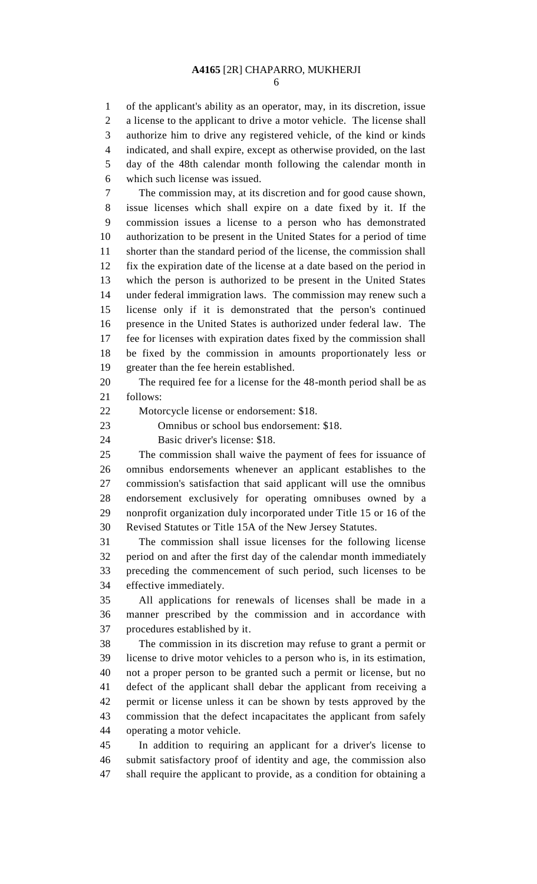of the applicant's ability as an operator, may, in its discretion, issue a license to the applicant to drive a motor vehicle. The license shall authorize him to drive any registered vehicle, of the kind or kinds indicated, and shall expire, except as otherwise provided, on the last day of the 48th calendar month following the calendar month in which such license was issued.

The commission may, at its discretion and for good cause shown, issue licenses which shall expire on a date fixed by it. If the commission issues a license to a person who has demonstrated authorization to be present in the United States for a period of time shorter than the standard period of the license, the commission shall fix the expiration date of the license at a date based on the period in which the person is authorized to be present in the United States under federal immigration laws. The commission may renew such a license only if it is demonstrated that the person's continued presence in the United States is authorized under federal law. The fee for licenses with expiration dates fixed by the commission shall be fixed by the commission in amounts proportionately less or greater than the fee herein established.

The required fee for a license for the 48-month period shall be as follows:

Motorcycle license or endorsement: $18.

Omnibus or school bus endorsement: $18.

Basic driver's license: $18.

The commission shall waive the payment of fees for issuance of omnibus endorsements whenever an applicant establishes to the commission's satisfaction that said applicant will use the omnibus endorsement exclusively for operating omnibuses owned by a nonprofit organization duly incorporated under Title 15 or 16 of the Revised Statutes or Title 15A of the New Jersey Statutes.

The commission shall issue licenses for the following license period on and after the first day of the calendar month immediately preceding the commencement of such period, such licenses to be effective immediately.

All applications for renewals of licenses shall be made in a manner prescribed by the commission and in accordance with procedures established by it.

The commission in its discretion may refuse to grant a permit or license to drive motor vehicles to a person who is, in its estimation, not a proper person to be granted such a permit or license, but no defect of the applicant shall debar the applicant from receiving a permit or license unless it can be shown by tests approved by the commission that the defect incapacitates the applicant from safely operating a motor vehicle.

In addition to requiring an applicant for a driver's license to submit satisfactory proof of identity and age, the commission also shall require the applicant to provide, as a condition for obtaining a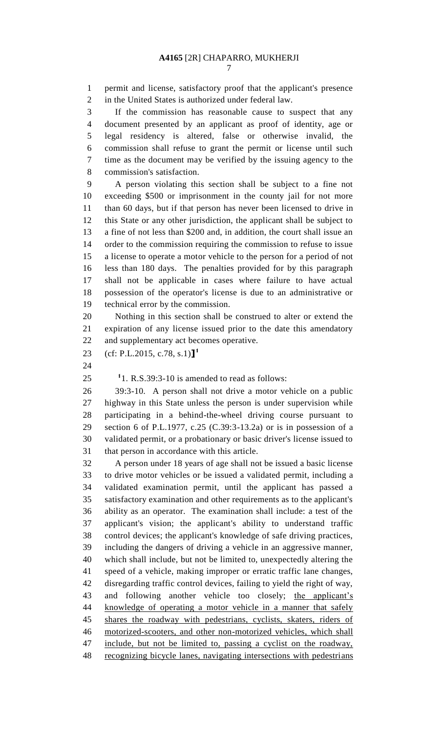permit and license, satisfactory proof that the applicant's presence in the United States is authorized under federal law.

If the commission has reasonable cause to suspect that any document presented by an applicant as proof of identity, age or legal residency is altered, false or otherwise invalid, the commission shall refuse to grant the permit or license until such time as the document may be verified by the issuing agency to the commission's satisfaction.

A person violating this section shall be subject to a fine not exceeding $500 or imprisonment in the county jail for not more than 60 days, but if that person has never been licensed to drive in this State or any other jurisdiction, the applicant shall be subject to a fine of not less than $200 and, in addition, the court shall issue an order to the commission requiring the commission to refuse to issue a license to operate a motor vehicle to the person for a period of not less than 180 days. The penalties provided for by this paragraph shall not be applicable in cases where failure to have actual possession of the operator's license is due to an administrative or technical error by the commission.

Nothing in this section shall be construed to alter or extend the expiration of any license issued prior to the date this amendatory and supplementary act becomes operative.

(cf: P.L.2015, c.78, s.1)]][1]

[1]1. R.S.39:3-10 is amended to read as follows:

39:3-10. A person shall not drive a motor vehicle on a public highway in this State unless the person is under supervision while participating in a behind-the-wheel driving course pursuant to section 6 of P.L.1977, c.25 (C.39:3-13.2a) or is in possession of a validated permit, or a probationary or basic driver's license issued to that person in accordance with this article.

A person under 18 years of age shall not be issued a basic license to drive motor vehicles or be issued a validated permit, including a validated examination permit, until the applicant has passed a satisfactory examination and other requirements as to the applicant's ability as an operator. The examination shall include: a test of the applicant's vision; the applicant's ability to understand traffic control devices; the applicant's knowledge of safe driving practices, including the dangers of driving a vehicle in an aggressive manner, which shall include, but not be limited to, unexpectedly altering the speed of a vehicle, making improper or erratic traffic lane changes, disregarding traffic control devices, failing to yield the right of way, and following another vehicle too closely; <u>the applicant's knowledge of operating a motor vehicle in a manner that safely shares the roadway with pedestrians, cyclists, skaters, riders of motorized-scooters, and other non-motorized vehicles, which shall include, but not be limited to, passing a cyclist on the roadway, recognizing bicycle lanes, navigating intersections with pedestrians</u>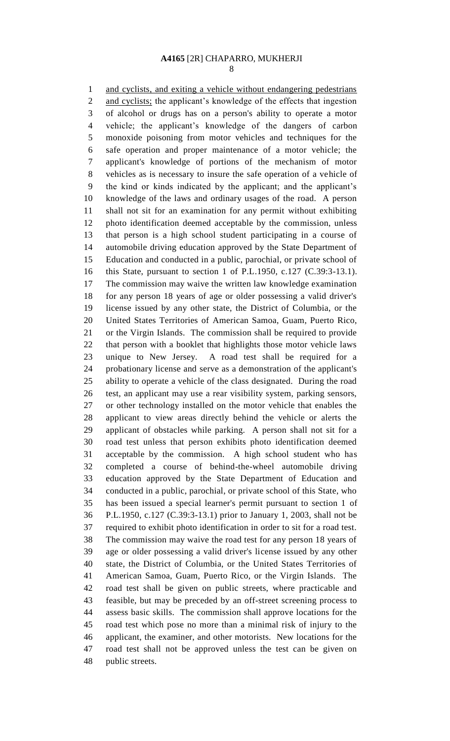and cyclists, and exiting a vehicle without endangering pedestrians and cyclists; the applicant's knowledge of the effects that ingestion of alcohol or drugs has on a person's ability to operate a motor vehicle; the applicant's knowledge of the dangers of carbon monoxide poisoning from motor vehicles and techniques for the safe operation and proper maintenance of a motor vehicle; the applicant's knowledge of portions of the mechanism of motor vehicles as is necessary to insure the safe operation of a vehicle of the kind or kinds indicated by the applicant; and the applicant's knowledge of the laws and ordinary usages of the road. A person shall not sit for an examination for any permit without exhibiting photo identification deemed acceptable by the commission, unless that person is a high school student participating in a course of automobile driving education approved by the State Department of Education and conducted in a public, parochial, or private school of this State, pursuant to section 1 of P.L.1950, c.127 (C.39:3-13.1). The commission may waive the written law knowledge examination for any person 18 years of age or older possessing a valid driver's license issued by any other state, the District of Columbia, or the United States Territories of American Samoa, Guam, Puerto Rico, or the Virgin Islands. The commission shall be required to provide that person with a booklet that highlights those motor vehicle laws unique to New Jersey. A road test shall be required for a probationary license and serve as a demonstration of the applicant's ability to operate a vehicle of the class designated. During the road test, an applicant may use a rear visibility system, parking sensors, or other technology installed on the motor vehicle that enables the applicant to view areas directly behind the vehicle or alerts the applicant of obstacles while parking. A person shall not sit for a road test unless that person exhibits photo identification deemed acceptable by the commission. A high school student who has completed a course of behind-the-wheel automobile driving education approved by the State Department of Education and conducted in a public, parochial, or private school of this State, who has been issued a special learner's permit pursuant to section 1 of P.L.1950, c.127 (C.39:3-13.1) prior to January 1, 2003, shall not be required to exhibit photo identification in order to sit for a road test. The commission may waive the road test for any person 18 years of age or older possessing a valid driver's license issued by any other state, the District of Columbia, or the United States Territories of American Samoa, Guam, Puerto Rico, or the Virgin Islands. The road test shall be given on public streets, where practicable and feasible, but may be preceded by an off-street screening process to assess basic skills. The commission shall approve locations for the road test which pose no more than a minimal risk of injury to the applicant, the examiner, and other motorists. New locations for the road test shall not be approved unless the test can be given on public streets.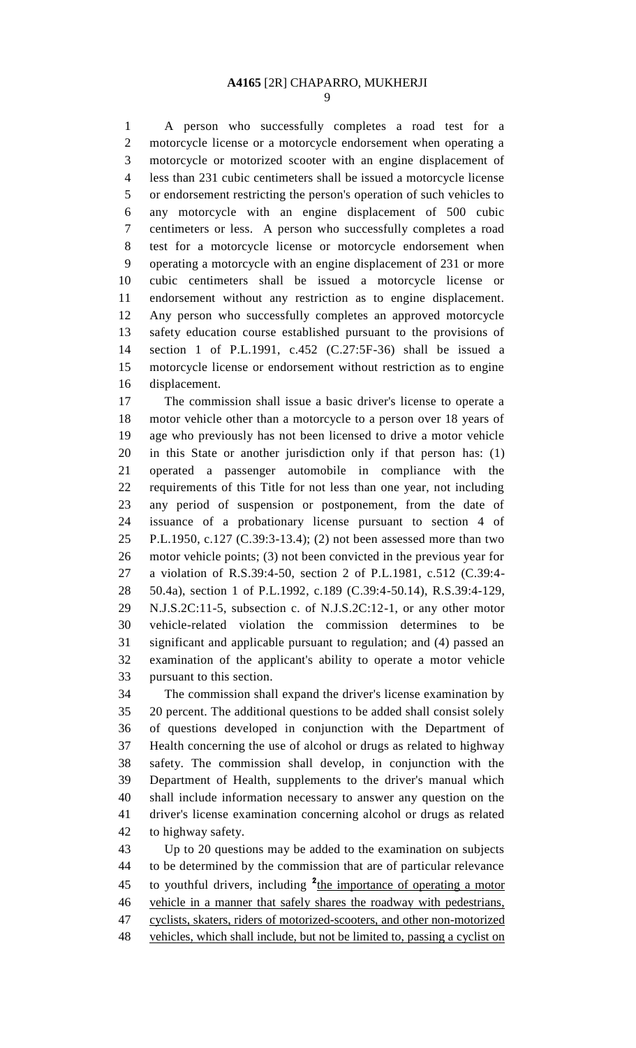A person who successfully completes a road test for a motorcycle license or a motorcycle endorsement when operating a motorcycle or motorized scooter with an engine displacement of less than 231 cubic centimeters shall be issued a motorcycle license or endorsement restricting the person's operation of such vehicles to any motorcycle with an engine displacement of 500 cubic centimeters or less. A person who successfully completes a road test for a motorcycle license or motorcycle endorsement when operating a motorcycle with an engine displacement of 231 or more cubic centimeters shall be issued a motorcycle license or endorsement without any restriction as to engine displacement. Any person who successfully completes an approved motorcycle safety education course established pursuant to the provisions of section 1 of P.L.1991, c.452 (C.27:5F-36) shall be issued a motorcycle license or endorsement without restriction as to engine displacement.

The commission shall issue a basic driver's license to operate a motor vehicle other than a motorcycle to a person over 18 years of age who previously has not been licensed to drive a motor vehicle in this State or another jurisdiction only if that person has: (1) operated a passenger automobile in compliance with the requirements of this Title for not less than one year, not including any period of suspension or postponement, from the date of issuance of a probationary license pursuant to section 4 of P.L.1950, c.127 (C.39:3-13.4); (2) not been assessed more than two motor vehicle points; (3) not been convicted in the previous year for a violation of R.S.39:4-50, section 2 of P.L.1981, c.512 (C.39:4-50.4a), section 1 of P.L.1992, c.189 (C.39:4-50.14), R.S.39:4-129, N.J.S.2C:11-5, subsection c. of N.J.S.2C:12-1, or any other motor vehicle-related violation the commission determines to be significant and applicable pursuant to regulation; and (4) passed an examination of the applicant's ability to operate a motor vehicle pursuant to this section.

The commission shall expand the driver's license examination by 20 percent. The additional questions to be added shall consist solely of questions developed in conjunction with the Department of Health concerning the use of alcohol or drugs as related to highway safety. The commission shall develop, in conjunction with the Department of Health, supplements to the driver's manual which shall include information necessary to answer any question on the driver's license examination concerning alcohol or drugs as related to highway safety.

Up to 20 questions may be added to the examination on subjects to be determined by the commission that are of particular relevance to youthful drivers, including [2]<u>the importance of operating a motor vehicle in a manner that safely shares the roadway with pedestrians, cyclists, skaters, riders of motorized-scooters, and other non-motorized vehicles, which shall include, but not be limited to, passing a cyclist on</u>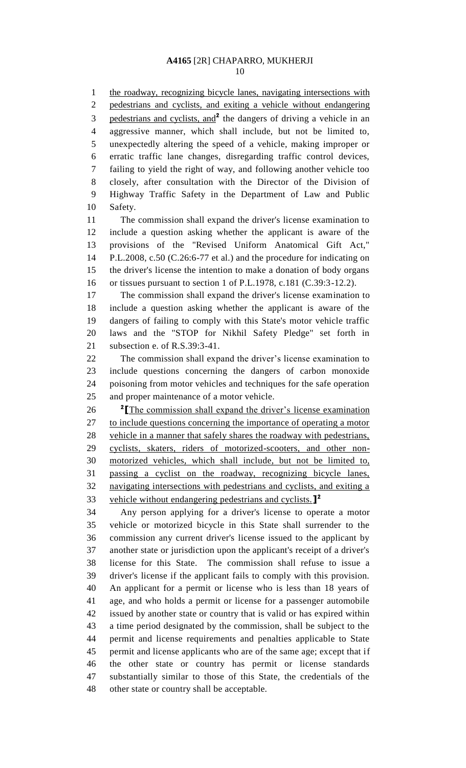the roadway, recognizing bicycle lanes, navigating intersections with pedestrians and cyclists, and exiting a vehicle without endangering pedestrians and cyclists, and[2] the dangers of driving a vehicle in an aggressive manner, which shall include, but not be limited to, unexpectedly altering the speed of a vehicle, making improper or erratic traffic lane changes, disregarding traffic control devices, failing to yield the right of way, and following another vehicle too closely, after consultation with the Director of the Division of Highway Traffic Safety in the Department of Law and Public Safety.

The commission shall expand the driver's license examination to include a question asking whether the applicant is aware of the provisions of the "Revised Uniform Anatomical Gift Act," P.L.2008, c.50 (C.26:6-77 et al.) and the procedure for indicating on the driver's license the intention to make a donation of body organs or tissues pursuant to section 1 of P.L.1978, c.181 (C.39:3-12.2).

The commission shall expand the driver's license examination to include a question asking whether the applicant is aware of the dangers of failing to comply with this State's motor vehicle traffic laws and the "STOP for Nikhil Safety Pledge" set forth in subsection e. of R.S.39:3-41.

The commission shall expand the driver's license examination to include questions concerning the dangers of carbon monoxide poisoning from motor vehicles and techniques for the safe operation and proper maintenance of a motor vehicle.

[2][The commission shall expand the driver's license examination to include questions concerning the importance of operating a motor vehicle in a manner that safely shares the roadway with pedestrians, cyclists, skaters, riders of motorized-scooters, and other non-motorized vehicles, which shall include, but not be limited to, passing a cyclist on the roadway, recognizing bicycle lanes, navigating intersections with pedestrians and cyclists, and exiting a vehicle without endangering pedestrians and cyclists.][2]

Any person applying for a driver's license to operate a motor vehicle or motorized bicycle in this State shall surrender to the commission any current driver's license issued to the applicant by another state or jurisdiction upon the applicant's receipt of a driver's license for this State. The commission shall refuse to issue a driver's license if the applicant fails to comply with this provision. An applicant for a permit or license who is less than 18 years of age, and who holds a permit or license for a passenger automobile issued by another state or country that is valid or has expired within a time period designated by the commission, shall be subject to the permit and license requirements and penalties applicable to State permit and license applicants who are of the same age; except that if the other state or country has permit or license standards substantially similar to those of this State, the credentials of the other state or country shall be acceptable.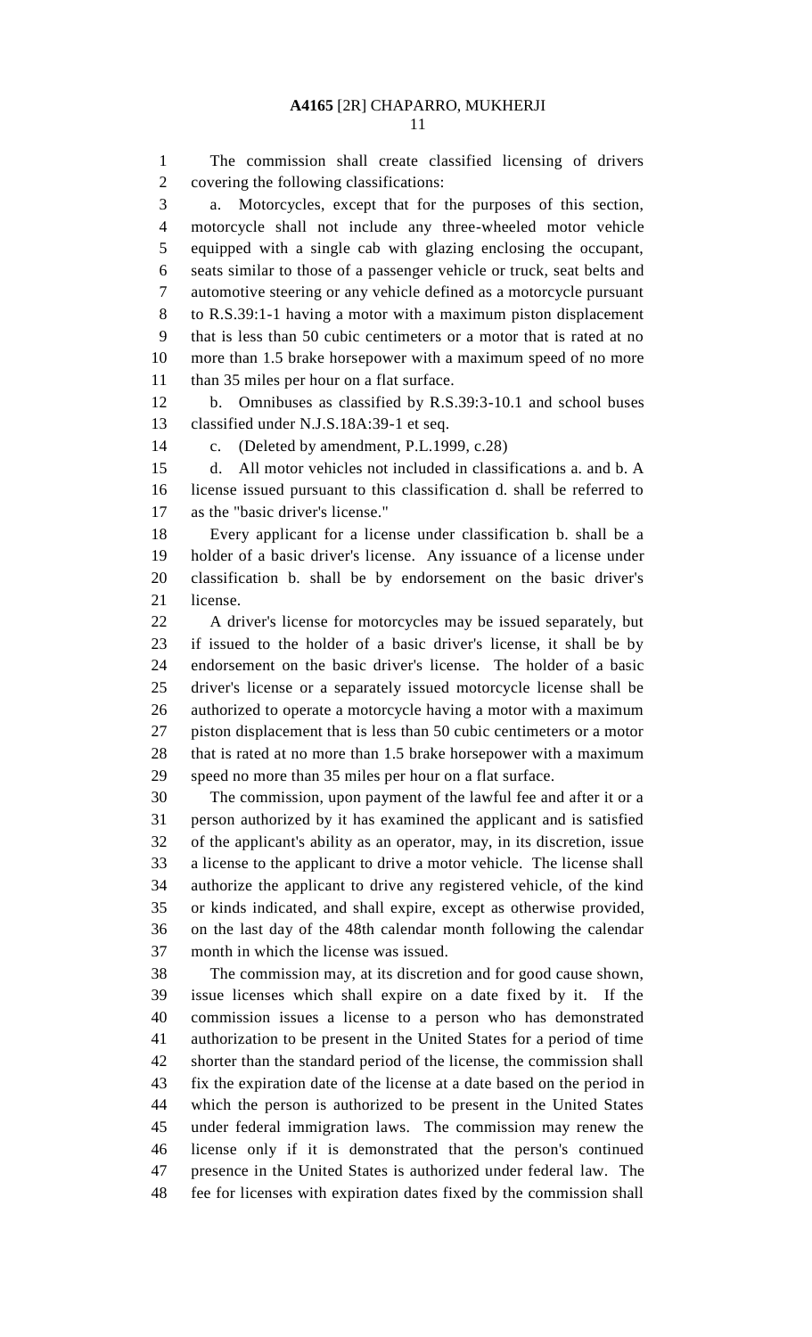The commission shall create classified licensing of drivers covering the following classifications:

a. Motorcycles, except that for the purposes of this section, motorcycle shall not include any three-wheeled motor vehicle equipped with a single cab with glazing enclosing the occupant, seats similar to those of a passenger vehicle or truck, seat belts and automotive steering or any vehicle defined as a motorcycle pursuant to R.S.39:1-1 having a motor with a maximum piston displacement that is less than 50 cubic centimeters or a motor that is rated at no more than 1.5 brake horsepower with a maximum speed of no more than 35 miles per hour on a flat surface.

b. Omnibuses as classified by R.S.39:3-10.1 and school buses classified under N.J.S.18A:39-1 et seq.

c. (Deleted by amendment, P.L.1999, c.28)

d. All motor vehicles not included in classifications a. and b. A license issued pursuant to this classification d. shall be referred to as the "basic driver's license."

Every applicant for a license under classification b. shall be a holder of a basic driver's license. Any issuance of a license under classification b. shall be by endorsement on the basic driver's license.

A driver's license for motorcycles may be issued separately, but if issued to the holder of a basic driver's license, it shall be by endorsement on the basic driver's license. The holder of a basic driver's license or a separately issued motorcycle license shall be authorized to operate a motorcycle having a motor with a maximum piston displacement that is less than 50 cubic centimeters or a motor that is rated at no more than 1.5 brake horsepower with a maximum speed no more than 35 miles per hour on a flat surface.

The commission, upon payment of the lawful fee and after it or a person authorized by it has examined the applicant and is satisfied of the applicant's ability as an operator, may, in its discretion, issue a license to the applicant to drive a motor vehicle. The license shall authorize the applicant to drive any registered vehicle, of the kind or kinds indicated, and shall expire, except as otherwise provided, on the last day of the 48th calendar month following the calendar month in which the license was issued.

The commission may, at its discretion and for good cause shown, issue licenses which shall expire on a date fixed by it. If the commission issues a license to a person who has demonstrated authorization to be present in the United States for a period of time shorter than the standard period of the license, the commission shall fix the expiration date of the license at a date based on the period in which the person is authorized to be present in the United States under federal immigration laws. The commission may renew the license only if it is demonstrated that the person's continued presence in the United States is authorized under federal law. The fee for licenses with expiration dates fixed by the commission shall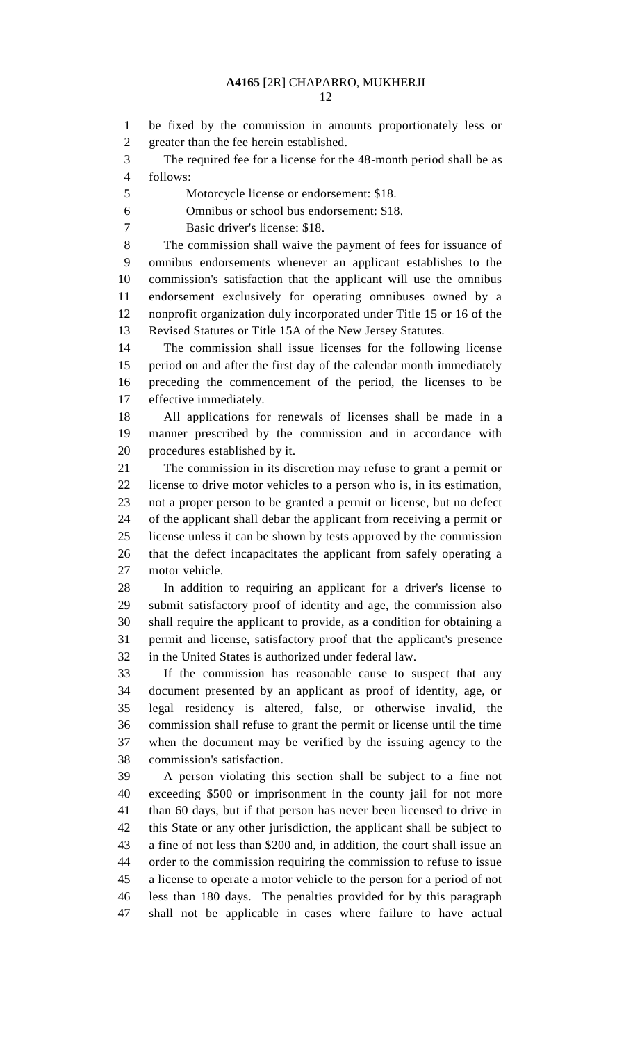be fixed by the commission in amounts proportionately less or greater than the fee herein established.

The required fee for a license for the 48-month period shall be as follows:

Motorcycle license or endorsement: $18.

Omnibus or school bus endorsement: $18.

Basic driver's license: $18.

The commission shall waive the payment of fees for issuance of omnibus endorsements whenever an applicant establishes to the commission's satisfaction that the applicant will use the omnibus endorsement exclusively for operating omnibuses owned by a nonprofit organization duly incorporated under Title 15 or 16 of the Revised Statutes or Title 15A of the New Jersey Statutes.

The commission shall issue licenses for the following license period on and after the first day of the calendar month immediately preceding the commencement of the period, the licenses to be effective immediately.

All applications for renewals of licenses shall be made in a manner prescribed by the commission and in accordance with procedures established by it.

The commission in its discretion may refuse to grant a permit or license to drive motor vehicles to a person who is, in its estimation, not a proper person to be granted a permit or license, but no defect of the applicant shall debar the applicant from receiving a permit or license unless it can be shown by tests approved by the commission that the defect incapacitates the applicant from safely operating a motor vehicle.

In addition to requiring an applicant for a driver's license to submit satisfactory proof of identity and age, the commission also shall require the applicant to provide, as a condition for obtaining a permit and license, satisfactory proof that the applicant's presence in the United States is authorized under federal law.

If the commission has reasonable cause to suspect that any document presented by an applicant as proof of identity, age, or legal residency is altered, false, or otherwise invalid, the commission shall refuse to grant the permit or license until the time when the document may be verified by the issuing agency to the commission's satisfaction.

A person violating this section shall be subject to a fine not exceeding $500 or imprisonment in the county jail for not more than 60 days, but if that person has never been licensed to drive in this State or any other jurisdiction, the applicant shall be subject to a fine of not less than $200 and, in addition, the court shall issue an order to the commission requiring the commission to refuse to issue a license to operate a motor vehicle to the person for a period of not less than 180 days. The penalties provided for by this paragraph shall not be applicable in cases where failure to have actual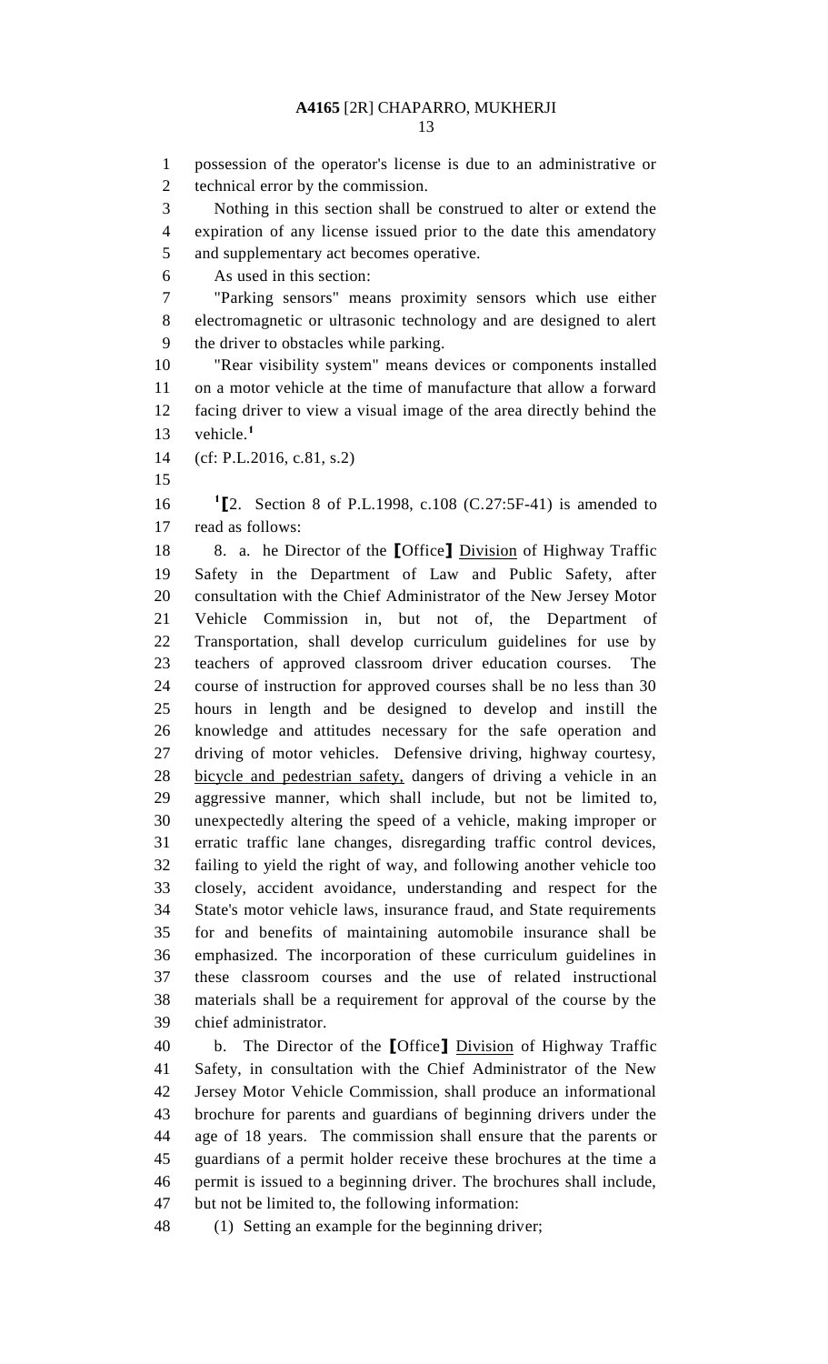possession of the operator's license is due to an administrative or technical error by the commission.

Nothing in this section shall be construed to alter or extend the expiration of any license issued prior to the date this amendatory and supplementary act becomes operative.

As used in this section:

"Parking sensors" means proximity sensors which use either electromagnetic or ultrasonic technology and are designed to alert the driver to obstacles while parking.

"Rear visibility system" means devices or components installed on a motor vehicle at the time of manufacture that allow a forward facing driver to view a visual image of the area directly behind the vehicle.[1]

(cf: P.L.2016, c.81, s.2)

[1]⟦2. Section 8 of P.L.1998, c.108 (C.27:5F-41) is amended to read as follows:

8. a. he Director of the ⟦Office⟧ <u>Division</u> of Highway Traffic Safety in the Department of Law and Public Safety, after consultation with the Chief Administrator of the New Jersey Motor Vehicle Commission in, but not of, the Department of Transportation, shall develop curriculum guidelines for use by teachers of approved classroom driver education courses. The course of instruction for approved courses shall be no less than 30 hours in length and be designed to develop and instill the knowledge and attitudes necessary for the safe operation and driving of motor vehicles. Defensive driving, highway courtesy, <u>bicycle and pedestrian safety,</u> dangers of driving a vehicle in an aggressive manner, which shall include, but not be limited to, unexpectedly altering the speed of a vehicle, making improper or erratic traffic lane changes, disregarding traffic control devices, failing to yield the right of way, and following another vehicle too closely, accident avoidance, understanding and respect for the State's motor vehicle laws, insurance fraud, and State requirements for and benefits of maintaining automobile insurance shall be emphasized. The incorporation of these curriculum guidelines in these classroom courses and the use of related instructional materials shall be a requirement for approval of the course by the chief administrator.

b. The Director of the ⟦Office⟧ <u>Division</u> of Highway Traffic Safety, in consultation with the Chief Administrator of the New Jersey Motor Vehicle Commission, shall produce an informational brochure for parents and guardians of beginning drivers under the age of 18 years. The commission shall ensure that the parents or guardians of a permit holder receive these brochures at the time a permit is issued to a beginning driver. The brochures shall include, but not be limited to, the following information:

(1) Setting an example for the beginning driver;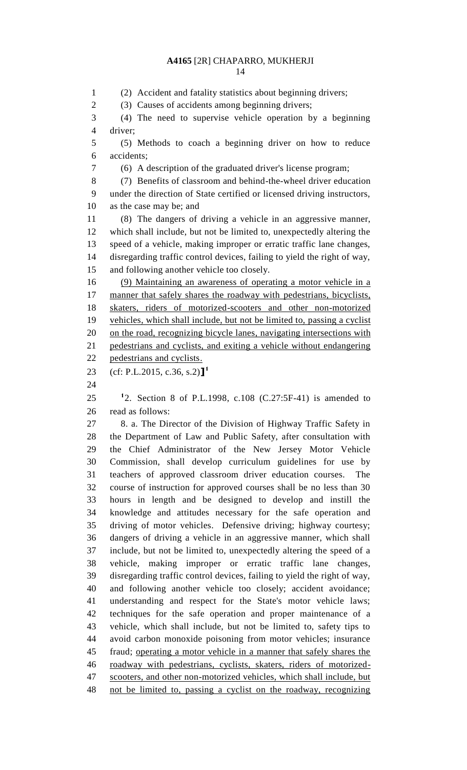(2) Accident and fatality statistics about beginning drivers;

(3) Causes of accidents among beginning drivers;

(4) The need to supervise vehicle operation by a beginning driver;

(5) Methods to coach a beginning driver on how to reduce accidents;

(6) A description of the graduated driver's license program;

(7) Benefits of classroom and behind-the-wheel driver education under the direction of State certified or licensed driving instructors, as the case may be; and

(8) The dangers of driving a vehicle in an aggressive manner, which shall include, but not be limited to, unexpectedly altering the speed of a vehicle, making improper or erratic traffic lane changes, disregarding traffic control devices, failing to yield the right of way, and following another vehicle too closely.

<u>(9) Maintaining an awareness of operating a motor vehicle in a manner that safely shares the roadway with pedestrians, bicyclists, skaters, riders of motorized-scooters and other non-motorized vehicles, which shall include, but not be limited to, passing a cyclist on the road, recognizing bicycle lanes, navigating intersections with pedestrians and cyclists, and exiting a vehicle without endangering pedestrians and cyclists.</u>

(cf: P.L.2015, c.36, s.2)]][1]

[1]2. Section 8 of P.L.1998, c.108 (C.27:5F-41) is amended to read as follows:

8. a. The Director of the Division of Highway Traffic Safety in the Department of Law and Public Safety, after consultation with the Chief Administrator of the New Jersey Motor Vehicle Commission, shall develop curriculum guidelines for use by teachers of approved classroom driver education courses. The course of instruction for approved courses shall be no less than 30 hours in length and be designed to develop and instill the knowledge and attitudes necessary for the safe operation and driving of motor vehicles. Defensive driving; highway courtesy; dangers of driving a vehicle in an aggressive manner, which shall include, but not be limited to, unexpectedly altering the speed of a vehicle, making improper or erratic traffic lane changes, disregarding traffic control devices, failing to yield the right of way, and following another vehicle too closely; accident avoidance; understanding and respect for the State's motor vehicle laws; techniques for the safe operation and proper maintenance of a vehicle, which shall include, but not be limited to, safety tips to avoid carbon monoxide poisoning from motor vehicles; insurance fraud; <u>operating a motor vehicle in a manner that safely shares the roadway with pedestrians, cyclists, skaters, riders of motorized-scooters, and other non-motorized vehicles, which shall include, but not be limited to, passing a cyclist on the roadway, recognizing</u>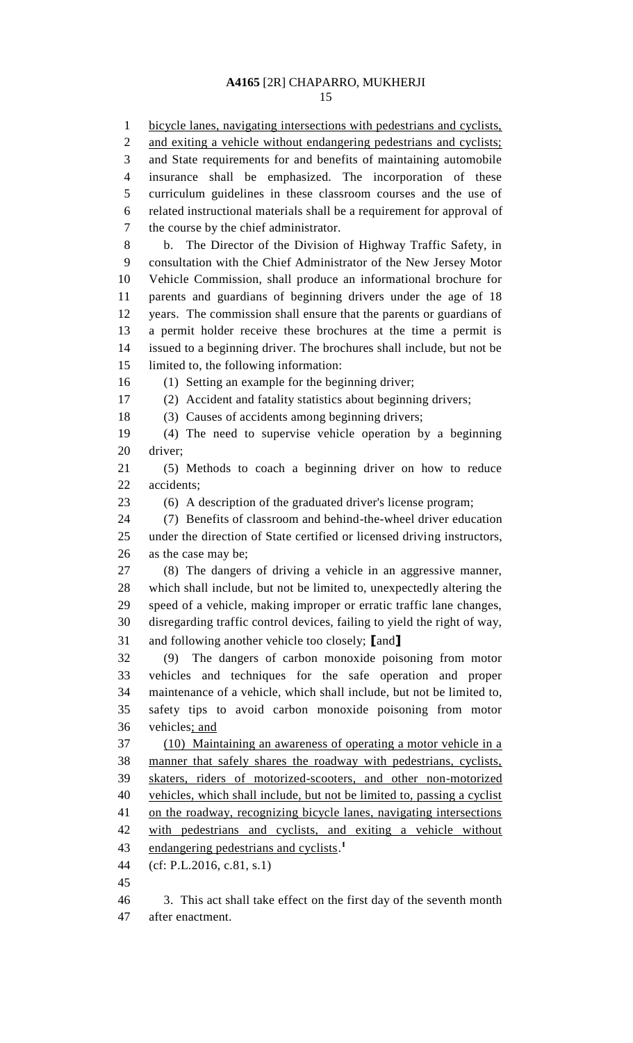bicycle lanes, navigating intersections with pedestrians and cyclists, and exiting a vehicle without endangering pedestrians and cyclists; and State requirements for and benefits of maintaining automobile insurance shall be emphasized. The incorporation of these curriculum guidelines in these classroom courses and the use of related instructional materials shall be a requirement for approval of the course by the chief administrator.

b. The Director of the Division of Highway Traffic Safety, in consultation with the Chief Administrator of the New Jersey Motor Vehicle Commission, shall produce an informational brochure for parents and guardians of beginning drivers under the age of 18 years. The commission shall ensure that the parents or guardians of a permit holder receive these brochures at the time a permit is issued to a beginning driver. The brochures shall include, but not be limited to, the following information:

(1) Setting an example for the beginning driver;

(2) Accident and fatality statistics about beginning drivers;

(3) Causes of accidents among beginning drivers;

(4) The need to supervise vehicle operation by a beginning driver;

(5) Methods to coach a beginning driver on how to reduce accidents;

(6) A description of the graduated driver's license program;

(7) Benefits of classroom and behind-the-wheel driver education under the direction of State certified or licensed driving instructors, as the case may be;

(8) The dangers of driving a vehicle in an aggressive manner, which shall include, but not be limited to, unexpectedly altering the speed of a vehicle, making improper or erratic traffic lane changes, disregarding traffic control devices, failing to yield the right of way, and following another vehicle too closely; ⟦and⟧

(9) The dangers of carbon monoxide poisoning from motor vehicles and techniques for the safe operation and proper maintenance of a vehicle, which shall include, but not be limited to, safety tips to avoid carbon monoxide poisoning from motor vehicles; and

(10) Maintaining an awareness of operating a motor vehicle in a manner that safely shares the roadway with pedestrians, cyclists, skaters, riders of motorized-scooters, and other non-motorized vehicles, which shall include, but not be limited to, passing a cyclist on the roadway, recognizing bicycle lanes, navigating intersections with pedestrians and cyclists, and exiting a vehicle without endangering pedestrians and cyclists.[1]

(cf: P.L.2016, c.81, s.1)

3. This act shall take effect on the first day of the seventh month after enactment.